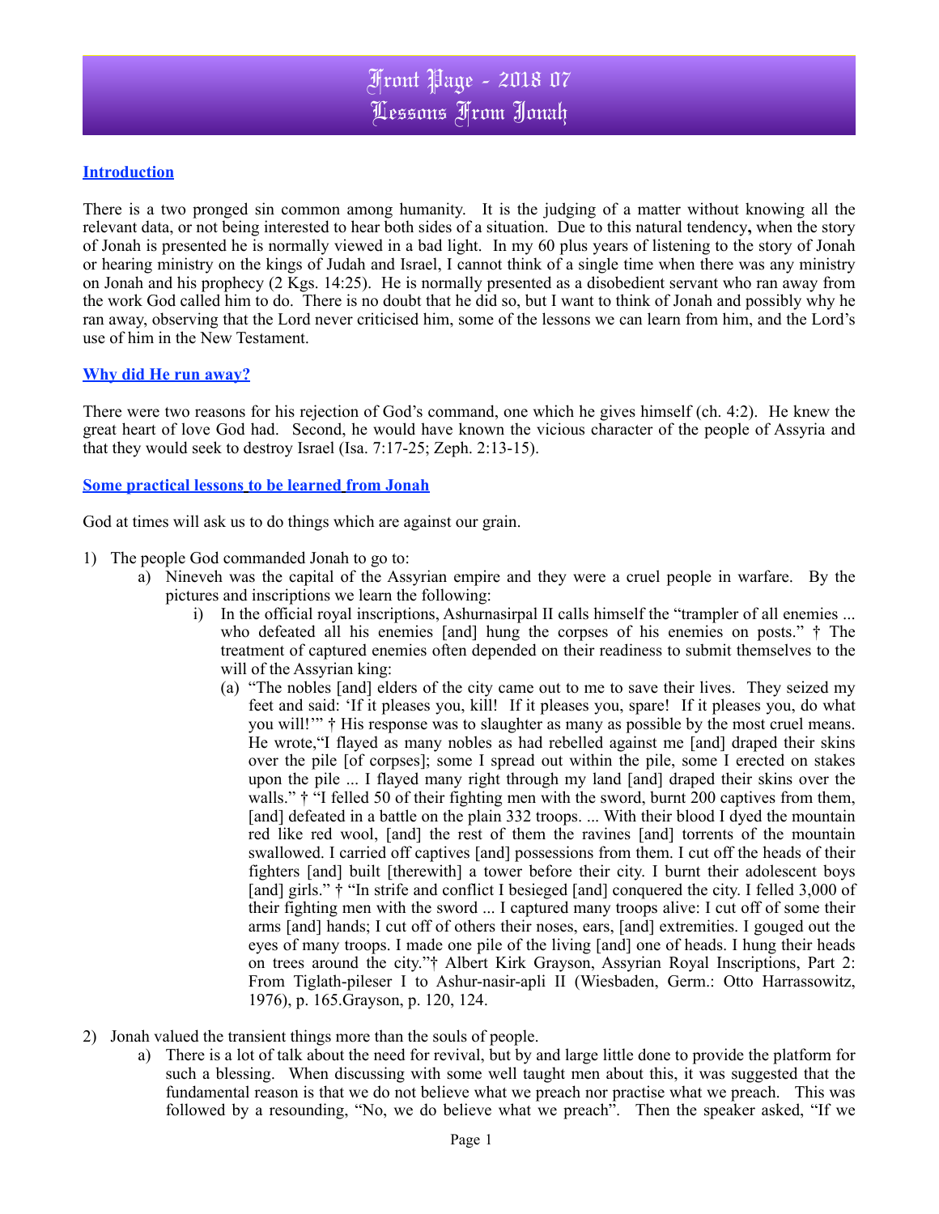# Front Page - 2018 07
# Lessons From Jonah

## Introduction

There is a two pronged sin common among humanity. It is the judging of a matter without knowing all the relevant data, or not being interested to hear both sides of a situation. Due to this natural tendency**,** when the story of Jonah is presented he is normally viewed in a bad light. In my 60 plus years of listening to the story of Jonah or hearing ministry on the kings of Judah and Israel, I cannot think of a single time when there was any ministry on Jonah and his prophecy (2 Kgs. 14:25). He is normally presented as a disobedient servant who ran away from the work God called him to do. There is no doubt that he did so, but I want to think of Jonah and possibly why he ran away, observing that the Lord never criticised him, some of the lessons we can learn from him, and the Lord's use of him in the New Testament.

## Why did He run away?

There were two reasons for his rejection of God's command, one which he gives himself (ch. 4:2). He knew the great heart of love God had. Second, he would have known the vicious character of the people of Assyria and that they would seek to destroy Israel (Isa. 7:17-25; Zeph. 2:13-15).

## Some practical lessons to be learned from Jonah

God at times will ask us to do things which are against our grain.

1) The people God commanded Jonah to go to:
    a) Nineveh was the capital of the Assyrian empire and they were a cruel people in warfare. By the pictures and inscriptions we learn the following:
        i) In the official royal inscriptions, Ashurnasirpal II calls himself the "trampler of all enemies ... who defeated all his enemies [and] hung the corpses of his enemies on posts." † The treatment of captured enemies often depended on their readiness to submit themselves to the will of the Assyrian king:
            (a) "The nobles [and] elders of the city came out to me to save their lives. They seized my feet and said: 'If it pleases you, kill! If it pleases you, spare! If it pleases you, do what you will!'" † His response was to slaughter as many as possible by the most cruel means. He wrote,"I flayed as many nobles as had rebelled against me [and] draped their skins over the pile [of corpses]; some I spread out within the pile, some I erected on stakes upon the pile ... I flayed many right through my land [and] draped their skins over the walls." † "I felled 50 of their fighting men with the sword, burnt 200 captives from them, [and] defeated in a battle on the plain 332 troops. ... With their blood I dyed the mountain red like red wool, [and] the rest of them the ravines [and] torrents of the mountain swallowed. I carried off captives [and] possessions from them. I cut off the heads of their fighters [and] built [therewith] a tower before their city. I burnt their adolescent boys [and] girls." † "In strife and conflict I besieged [and] conquered the city. I felled 3,000 of their fighting men with the sword ... I captured many troops alive: I cut off of some their arms [and] hands; I cut off of others their noses, ears, [and] extremities. I gouged out the eyes of many troops. I made one pile of the living [and] one of heads. I hung their heads on trees around the city."† Albert Kirk Grayson, Assyrian Royal Inscriptions, Part 2: From Tiglath-pileser I to Ashur-nasir-apli II (Wiesbaden, Germ.: Otto Harrassowitz, 1976), p. 165.Grayson, p. 120, 124.

2) Jonah valued the transient things more than the souls of people.
    a) There is a lot of talk about the need for revival, but by and large little done to provide the platform for such a blessing. When discussing with some well taught men about this, it was suggested that the fundamental reason is that we do not believe what we preach nor practise what we preach. This was followed by a resounding, "No, we do believe what we preach". Then the speaker asked, "If we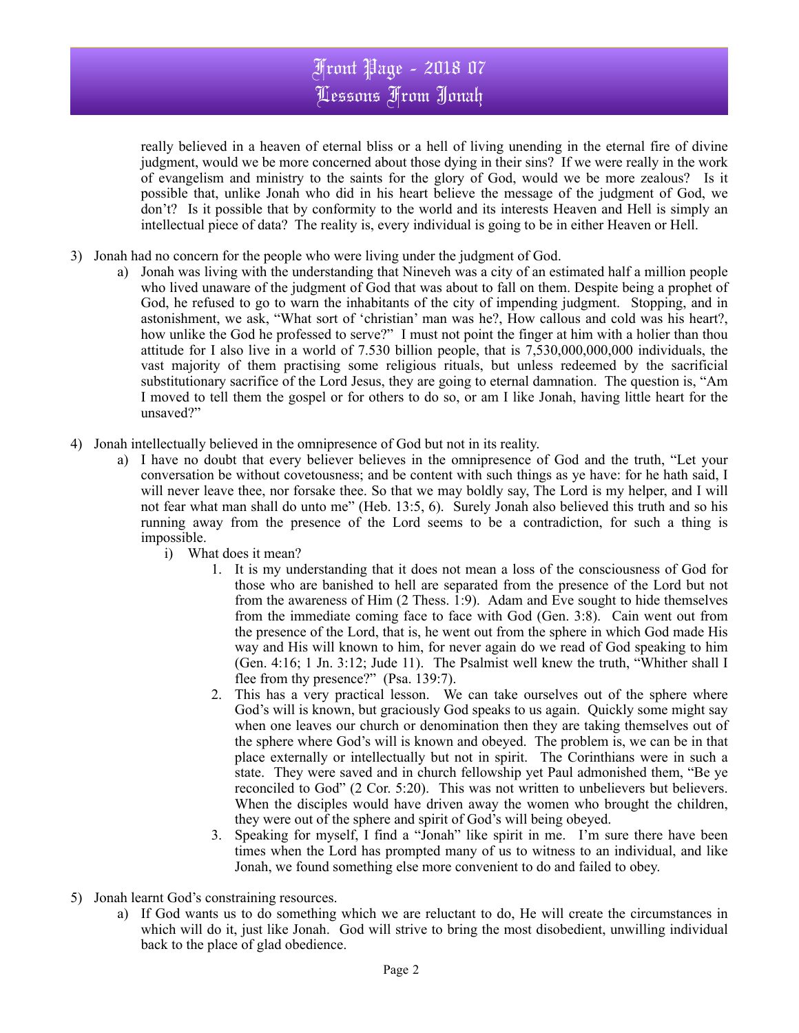really believed in a heaven of eternal bliss or a hell of living unending in the eternal fire of divine judgment, would we be more concerned about those dying in their sins? If we were really in the work of evangelism and ministry to the saints for the glory of God, would we be more zealous? Is it possible that, unlike Jonah who did in his heart believe the message of the judgment of God, we don't? Is it possible that by conformity to the world and its interests Heaven and Hell is simply an intellectual piece of data? The reality is, every individual is going to be in either Heaven or Hell.

3) Jonah had no concern for the people who were living under the judgment of God.
   a) Jonah was living with the understanding that Nineveh was a city of an estimated half a million people who lived unaware of the judgment of God that was about to fall on them. Despite being a prophet of God, he refused to go to warn the inhabitants of the city of impending judgment. Stopping, and in astonishment, we ask, "What sort of 'christian' man was he?, How callous and cold was his heart?, how unlike the God he professed to serve?" I must not point the finger at him with a holier than thou attitude for I also live in a world of 7.530 billion people, that is 7,530,000,000,000 individuals, the vast majority of them practising some religious rituals, but unless redeemed by the sacrificial substitutionary sacrifice of the Lord Jesus, they are going to eternal damnation. The question is, "Am I moved to tell them the gospel or for others to do so, or am I like Jonah, having little heart for the unsaved?"

4) Jonah intellectually believed in the omnipresence of God but not in its reality.
   a) I have no doubt that every believer believes in the omnipresence of God and the truth, "Let your conversation be without covetousness; and be content with such things as ye have: for he hath said, I will never leave thee, nor forsake thee. So that we may boldly say, The Lord is my helper, and I will not fear what man shall do unto me" (Heb. 13:5, 6). Surely Jonah also believed this truth and so his running away from the presence of the Lord seems to be a contradiction, for such a thing is impossible.
      i) What does it mean?
         1. It is my understanding that it does not mean a loss of the consciousness of God for those who are banished to hell are separated from the presence of the Lord but not from the awareness of Him (2 Thess. 1:9). Adam and Eve sought to hide themselves from the immediate coming face to face with God (Gen. 3:8). Cain went out from the presence of the Lord, that is, he went out from the sphere in which God made His way and His will known to him, for never again do we read of God speaking to him (Gen. 4:16; 1 Jn. 3:12; Jude 11). The Psalmist well knew the truth, "Whither shall I flee from thy presence?" (Psa. 139:7).
         2. This has a very practical lesson. We can take ourselves out of the sphere where God's will is known, but graciously God speaks to us again. Quickly some might say when one leaves our church or denomination then they are taking themselves out of the sphere where God's will is known and obeyed. The problem is, we can be in that place externally or intellectually but not in spirit. The Corinthians were in such a state. They were saved and in church fellowship yet Paul admonished them, "Be ye reconciled to God" (2 Cor. 5:20). This was not written to unbelievers but believers. When the disciples would have driven away the women who brought the children, they were out of the sphere and spirit of God's will being obeyed.
         3. Speaking for myself, I find a "Jonah" like spirit in me. I'm sure there have been times when the Lord has prompted many of us to witness to an individual, and like Jonah, we found something else more convenient to do and failed to obey.

5) Jonah learnt God's constraining resources.
   a) If God wants us to do something which we are reluctant to do, He will create the circumstances in which will do it, just like Jonah. God will strive to bring the most disobedient, unwilling individual back to the place of glad obedience.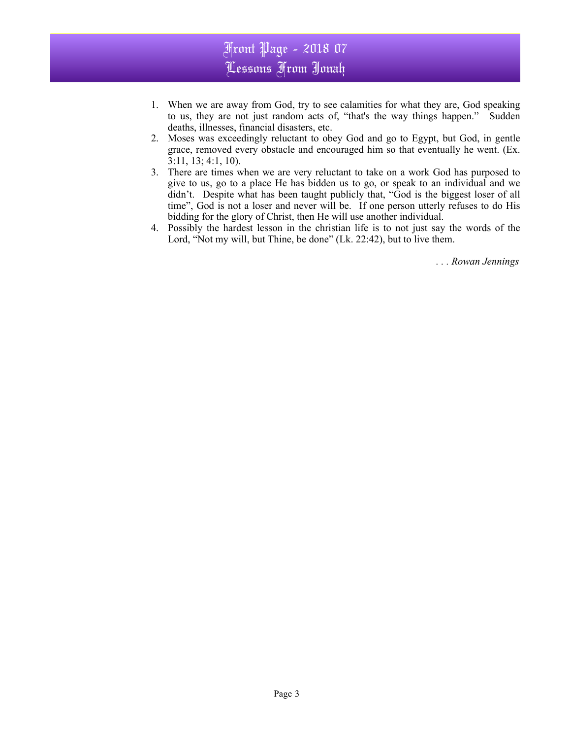# Front Page - 2018 07
# Lessons From Jonah

1. When we are away from God, try to see calamities for what they are, God speaking to us, they are not just random acts of, "that's the way things happen." Sudden deaths, illnesses, financial disasters, etc.
2. Moses was exceedingly reluctant to obey God and go to Egypt, but God, in gentle grace, removed every obstacle and encouraged him so that eventually he went. (Ex. 3:11, 13; 4:1, 10).
3. There are times when we are very reluctant to take on a work God has purposed to give to us, go to a place He has bidden us to go, or speak to an individual and we didn't. Despite what has been taught publicly that, "God is the biggest loser of all time", God is not a loser and never will be. If one person utterly refuses to do His bidding for the glory of Christ, then He will use another individual.
4. Possibly the hardest lesson in the christian life is to not just say the words of the Lord, "Not my will, but Thine, be done" (Lk. 22:42), but to live them.

*. . . Rowan Jennings*